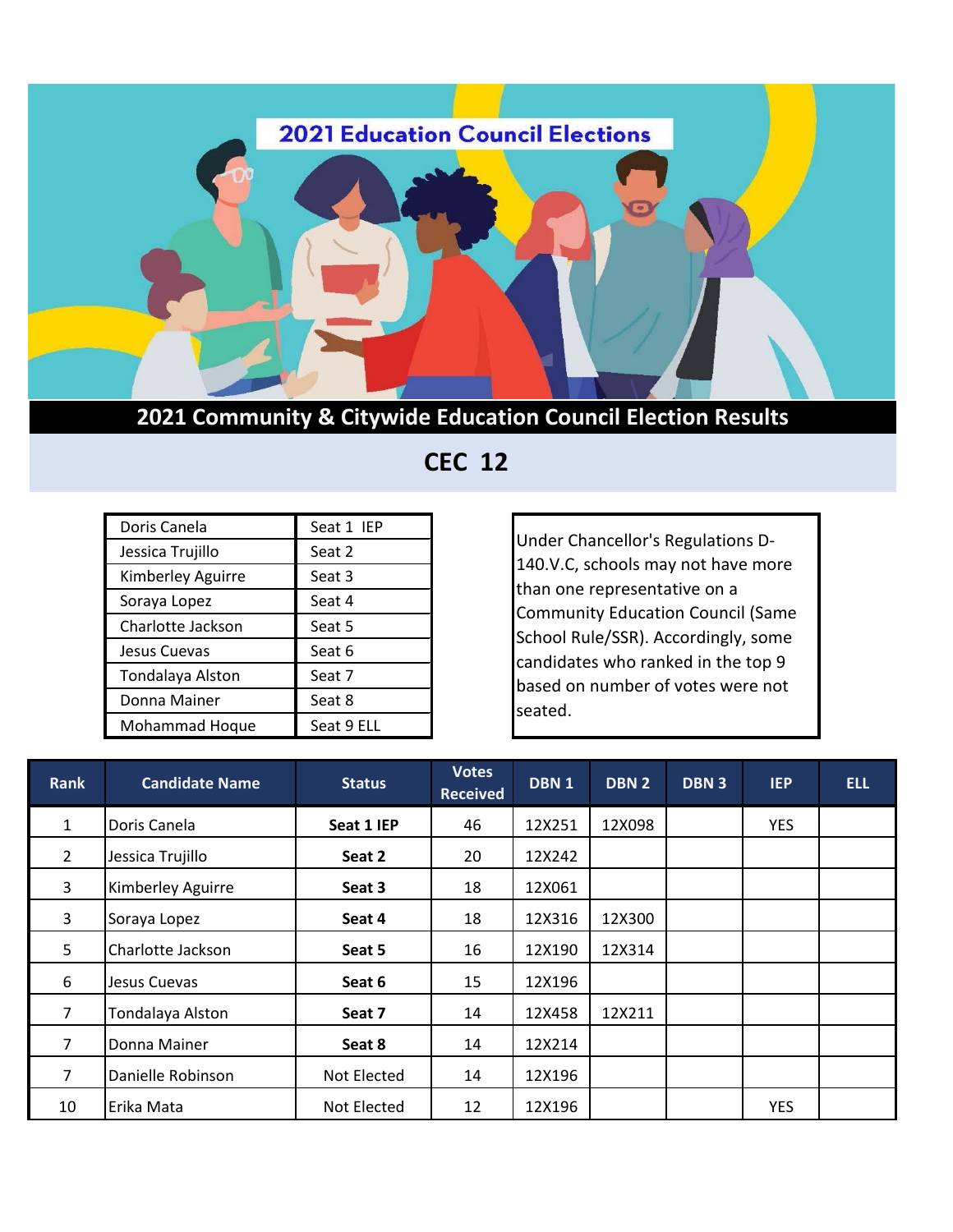# 2021 Education Council Elections

## 2021 Community & Citywide Education Council Election Results

## CEC 12

| | |
|---|---|
| Doris Canela | Seat 1 IEP |
| Jessica Trujillo | Seat 2 |
| Kimberley Aguirre | Seat 3 |
| Soraya Lopez | Seat 4 |
| Charlotte Jackson | Seat 5 |
| Jesus Cuevas | Seat 6 |
| Tondalaya Alston | Seat 7 |
| Donna Mainer | Seat 8 |
| Mohammad Hoque | Seat 9 ELL |

Under Chancellor's Regulations D-140.V.C, schools may not have more than one representative on a Community Education Council (Same School Rule/SSR). Accordingly, some candidates who ranked in the top 9 based on number of votes were not seated.

| Rank | Candidate Name | Status | Votes Received | DBN 1 | DBN 2 | DBN 3 | IEP | ELL |
|---|---|---|---|---|---|---|---|---|
| 1 | Doris Canela | **Seat 1 IEP** | 46 | 12X251 | 12X098 | | YES | |
| 2 | Jessica Trujillo | **Seat 2** | 20 | 12X242 | | | | |
| 3 | Kimberley Aguirre | **Seat 3** | 18 | 12X061 | | | | |
| 3 | Soraya Lopez | **Seat 4** | 18 | 12X316 | 12X300 | | | |
| 5 | Charlotte Jackson | **Seat 5** | 16 | 12X190 | 12X314 | | | |
| 6 | Jesus Cuevas | **Seat 6** | 15 | 12X196 | | | | |
| 7 | Tondalaya Alston | **Seat 7** | 14 | 12X458 | 12X211 | | | |
| 7 | Donna Mainer | **Seat 8** | 14 | 12X214 | | | | |
| 7 | Danielle Robinson | Not Elected | 14 | 12X196 | | | | |
| 10 | Erika Mata | Not Elected | 12 | 12X196 | | | YES | |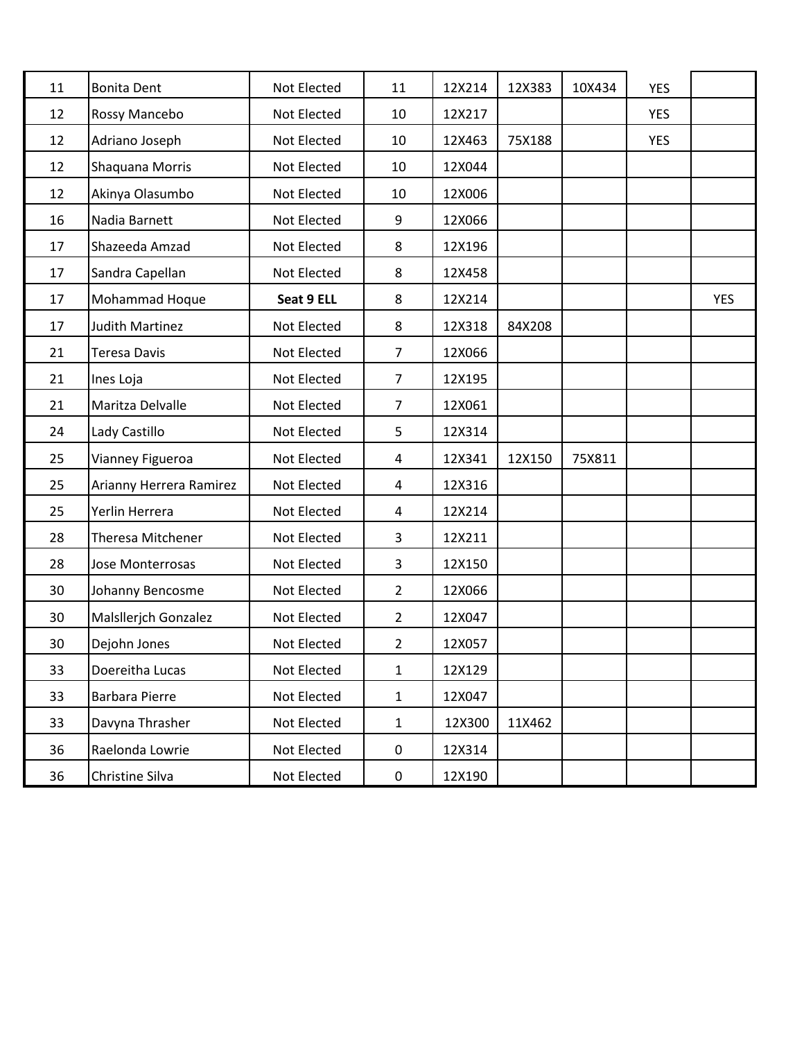| | | | | | | | | |
|---|---|---|---|---|---|---|---|---|
| 11 | Bonita Dent | Not Elected | 11 | 12X214 | 12X383 | 10X434 | YES | |
| 12 | Rossy Mancebo | Not Elected | 10 | 12X217 | | | YES | |
| 12 | Adriano Joseph | Not Elected | 10 | 12X463 | 75X188 | | YES | |
| 12 | Shaquana Morris | Not Elected | 10 | 12X044 | | | | |
| 12 | Akinya Olasumbo | Not Elected | 10 | 12X006 | | | | |
| 16 | Nadia Barnett | Not Elected | 9 | 12X066 | | | | |
| 17 | Shazeeda Amzad | Not Elected | 8 | 12X196 | | | | |
| 17 | Sandra Capellan | Not Elected | 8 | 12X458 | | | | |
| 17 | Mohammad Hoque | **Seat 9 ELL** | 8 | 12X214 | | | | YES |
| 17 | Judith Martinez | Not Elected | 8 | 12X318 | 84X208 | | | |
| 21 | Teresa Davis | Not Elected | 7 | 12X066 | | | | |
| 21 | Ines Loja | Not Elected | 7 | 12X195 | | | | |
| 21 | Maritza Delvalle | Not Elected | 7 | 12X061 | | | | |
| 24 | Lady Castillo | Not Elected | 5 | 12X314 | | | | |
| 25 | Vianney Figueroa | Not Elected | 4 | 12X341 | 12X150 | 75X811 | | |
| 25 | Arianny Herrera Ramirez | Not Elected | 4 | 12X316 | | | | |
| 25 | Yerlin Herrera | Not Elected | 4 | 12X214 | | | | |
| 28 | Theresa Mitchener | Not Elected | 3 | 12X211 | | | | |
| 28 | Jose Monterrosas | Not Elected | 3 | 12X150 | | | | |
| 30 | Johanny Bencosme | Not Elected | 2 | 12X066 | | | | |
| 30 | Malsllerjch Gonzalez | Not Elected | 2 | 12X047 | | | | |
| 30 | Dejohn Jones | Not Elected | 2 | 12X057 | | | | |
| 33 | Doereitha Lucas | Not Elected | 1 | 12X129 | | | | |
| 33 | Barbara Pierre | Not Elected | 1 | 12X047 | | | | |
| 33 | Davyna Thrasher | Not Elected | 1 | 12X300 | 11X462 | | | |
| 36 | Raelonda Lowrie | Not Elected | 0 | 12X314 | | | | |
| 36 | Christine Silva | Not Elected | 0 | 12X190 | | | | |